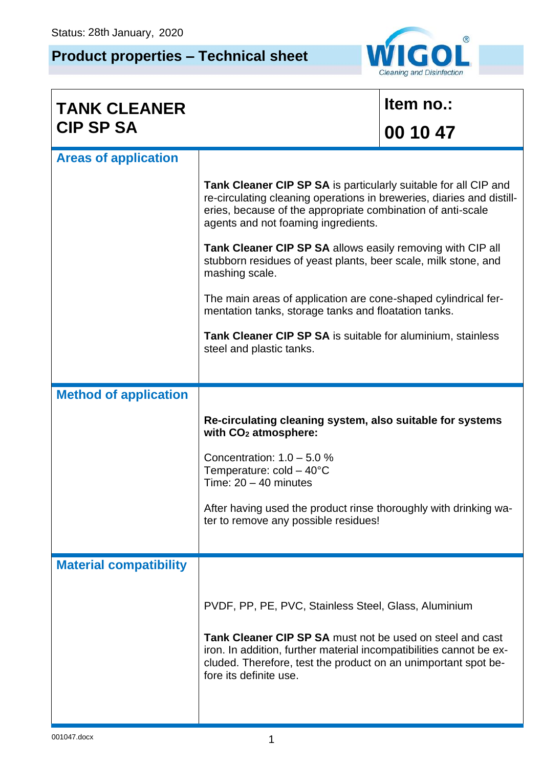Status: 28th January, 2020

# Product properties – Technical sheet

WIGOL®
Cleaning and Disinfection

| TANK CLEANER CIP SP SA | Item no.: 00 10 47 |
|---|---|

## Areas of application

**Tank Cleaner CIP SP SA** is particularly suitable for all CIP and re-circulating cleaning operations in breweries, diaries and distilleries, because of the appropriate combination of anti-scale agents and not foaming ingredients.

**Tank Cleaner CIP SP SA** allows easily removing with CIP all stubborn residues of yeast plants, beer scale, milk stone, and mashing scale.

The main areas of application are cone-shaped cylindrical fermentation tanks, storage tanks and floatation tanks.

**Tank Cleaner CIP SP SA** is suitable for aluminium, stainless steel and plastic tanks.

## Method of application

**Re-circulating cleaning system, also suitable for systems with $CO_2$ atmosphere:**

Concentration: 1.0 – 5.0 %
Temperature: cold – 40°C
Time: 20 – 40 minutes

After having used the product rinse thoroughly with drinking water to remove any possible residues!

## Material compatibility

PVDF, PP, PE, PVC, Stainless Steel, Glass, Aluminium

**Tank Cleaner CIP SP SA** must not be used on steel and cast iron. In addition, further material incompatibilities cannot be excluded. Therefore, test the product on an unimportant spot before its definite use.

001047.docx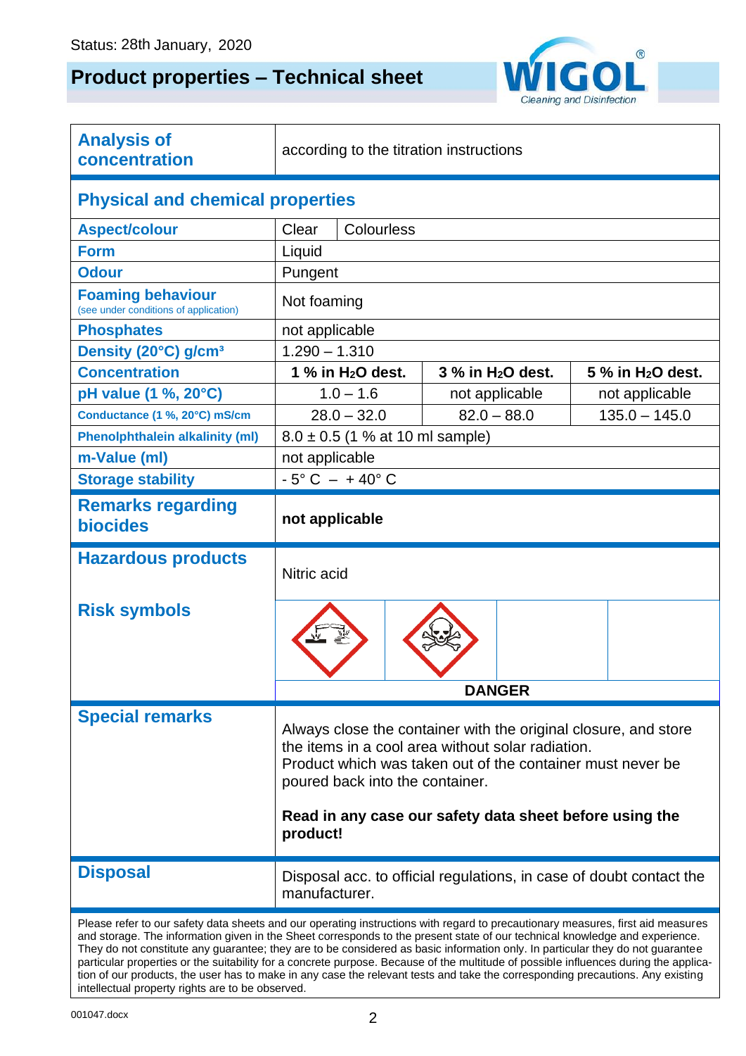Status: 28th January, 2020

# Product properties – Technical sheet

WIGOL® Cleaning and Disinfection

| | | | |
|---|---|---|---|
| **Analysis of concentration** | according to the titration instructions | | |

## Physical and chemical properties

| | | | |
|---|---|---|---|
| **Aspect/colour** | Clear | Colourless | |
| **Form** | Liquid | | |
| **Odour** | Pungent | | |
| **Foaming behaviour** (see under conditions of application) | Not foaming | | |
| **Phosphates** | not applicable | | |
| **Density (20°C) g/cm³** | 1.290 – 1.310 | | |
| **Concentration** | **1 % in $H_2O$ dest.** | **3 % in $H_2O$ dest.** | **5 % in $H_2O$ dest.** |
| **pH value (1 %, 20°C)** | 1.0 – 1.6 | not applicable | not applicable |
| **Conductance (1 %, 20°C) mS/cm** | 28.0 – 32.0 | 82.0 – 88.0 | 135.0 – 145.0 |
| **Phenolphthalein alkalinity (ml)** | 8.0 ± 0.5 (1 % at 10 ml sample) | | |
| **m-Value (ml)** | not applicable | | |
| **Storage stability** | - 5° C – + 40° C | | |

| | |
|---|---|
| **Remarks regarding biocides** | **not applicable** |
| **Hazardous products** | Nitric acid |
| **Risk symbols** | **DANGER** |
| **Special remarks** | Always close the container with the original closure, and store the items in a cool area without solar radiation. Product which was taken out of the container must never be poured back into the container. **Read in any case our safety data sheet before using the product!** |
| **Disposal** | Disposal acc. to official regulations, in case of doubt contact the manufacturer. |

Please refer to our safety data sheets and our operating instructions with regard to precautionary measures, first aid measures and storage. The information given in the Sheet corresponds to the present state of our technical knowledge and experience. They do not constitute any guarantee; they are to be considered as basic information only. In particular they do not guarantee particular properties or the suitability for a concrete purpose. Because of the multitude of possible influences during the application of our products, the user has to make in any case the relevant tests and take the corresponding precautions. Any existing intellectual property rights are to be observed.

001047.docx